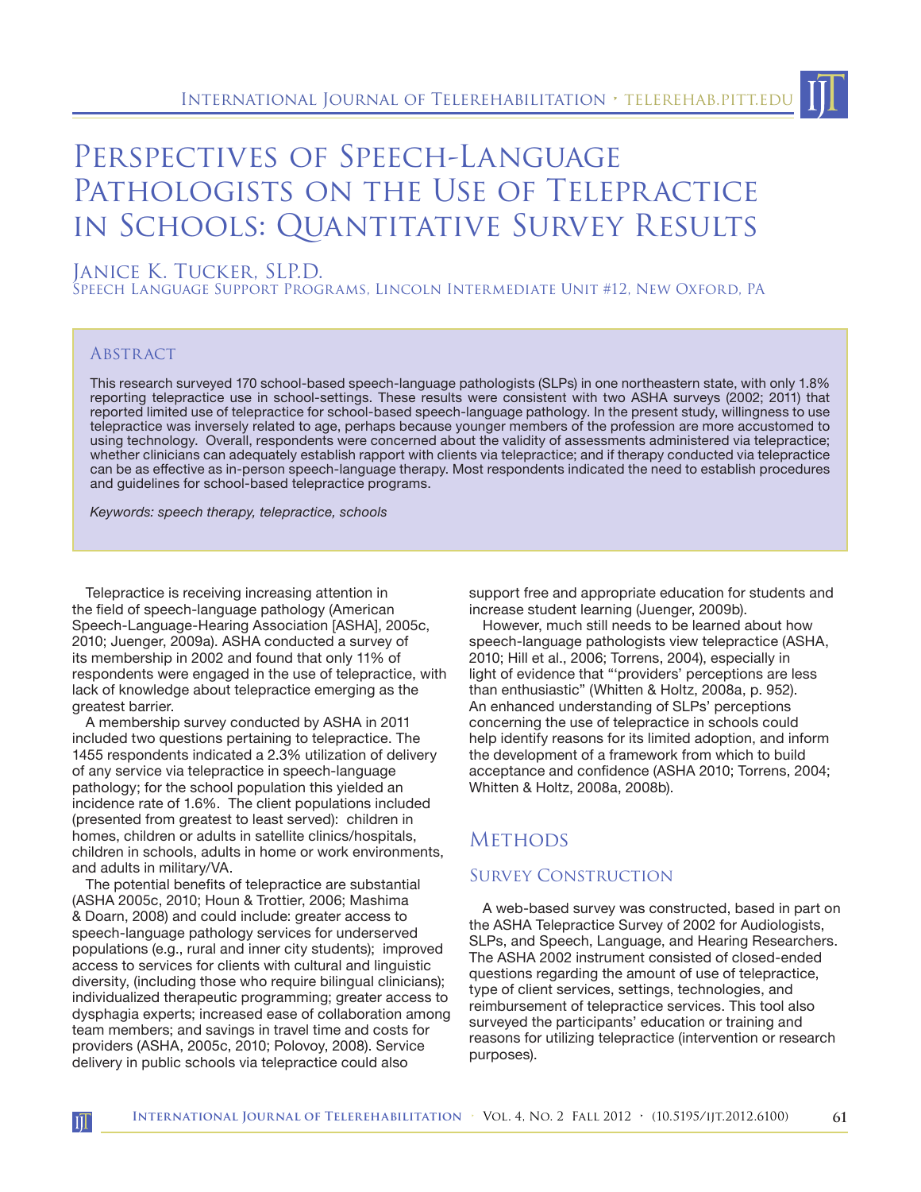# Perspectives of Speech-Language Pathologists on the Use of Telepractice in Schools: Quantitative Survey Results

## Janice K. Tucker, SLP.D.

Speech Language Support Programs, Lincoln Intermediate Unit #12, New Oxford, PA

## Abstract

This research surveyed 170 school-based speech-language pathologists (SLPs) in one northeastern state, with only 1.8% reporting telepractice use in school-settings. These results were consistent with two ASHA surveys (2002; 2011) that reported limited use of telepractice for school-based speech-language pathology. In the present study, willingness to use telepractice was inversely related to age, perhaps because younger members of the profession are more accustomed to using technology. Overall, respondents were concerned about the validity of assessments administered via telepractice; whether clinicians can adequately establish rapport with clients via telepractice; and if therapy conducted via telepractice can be as effective as in-person speech-language therapy. Most respondents indicated the need to establish procedures and guidelines for school-based telepractice programs.

*Keywords: speech therapy, telepractice, schools*

Telepractice is receiving increasing attention in the field of speech-language pathology (American Speech-Language-Hearing Association [ASHA], 2005c, 2010; Juenger, 2009a). ASHA conducted a survey of its membership in 2002 and found that only 11% of respondents were engaged in the use of telepractice, with lack of knowledge about telepractice emerging as the greatest barrier.

A membership survey conducted by ASHA in 2011 included two questions pertaining to telepractice. The 1455 respondents indicated a 2.3% utilization of delivery of any service via telepractice in speech-language pathology; for the school population this yielded an incidence rate of 1.6%. The client populations included (presented from greatest to least served): children in homes, children or adults in satellite clinics/hospitals, children in schools, adults in home or work environments, and adults in military/VA.

The potential benefits of telepractice are substantial (ASHA 2005c, 2010; Houn & Trottier, 2006; Mashima & Doarn, 2008) and could include: greater access to speech-language pathology services for underserved populations (e.g., rural and inner city students); improved access to services for clients with cultural and linguistic diversity, (including those who require bilingual clinicians); individualized therapeutic programming; greater access to dysphagia experts; increased ease of collaboration among team members; and savings in travel time and costs for providers (ASHA, 2005c, 2010; Polovoy, 2008). Service delivery in public schools via telepractice could also support free and appropriate education for students and increase student learning (Juenger, 2009b).

However, much still needs to be learned about how speech-language pathologists view telepractice (ASHA, 2010; Hill et al., 2006; Torrens, 2004), especially in light of evidence that "'providers' perceptions are less than enthusiastic" (Whitten & Holtz, 2008a, p. 952). An enhanced understanding of SLPs' perceptions concerning the use of telepractice in schools could help identify reasons for its limited adoption, and inform the development of a framework from which to build acceptance and confidence (ASHA 2010; Torrens, 2004; Whitten & Holtz, 2008a, 2008b).

## Methods

### Survey Construction

A web-based survey was constructed, based in part on the ASHA Telepractice Survey of 2002 for Audiologists, SLPs, and Speech, Language, and Hearing Researchers. The ASHA 2002 instrument consisted of closed-ended questions regarding the amount of use of telepractice, type of client services, settings, technologies, and reimbursement of telepractice services. This tool also surveyed the participants' education or training and reasons for utilizing telepractice (intervention or research purposes).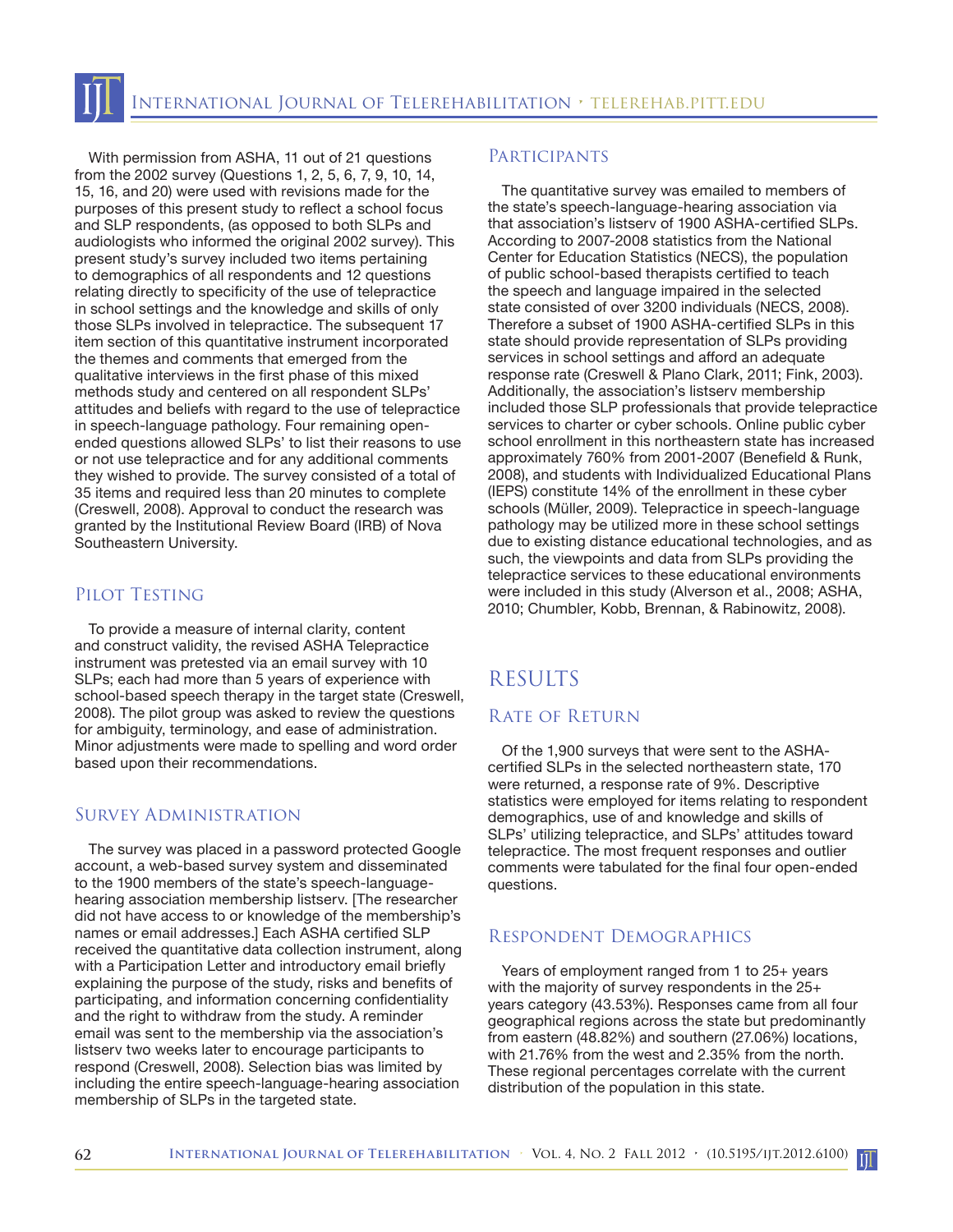With permission from ASHA, 11 out of 21 questions from the 2002 survey (Questions 1, 2, 5, 6, 7, 9, 10, 14, 15, 16, and 20) were used with revisions made for the purposes of this present study to reflect a school focus and SLP respondents, (as opposed to both SLPs and audiologists who informed the original 2002 survey). This present study's survey included two items pertaining to demographics of all respondents and 12 questions relating directly to specificity of the use of telepractice in school settings and the knowledge and skills of only those SLPs involved in telepractice. The subsequent 17 item section of this quantitative instrument incorporated the themes and comments that emerged from the qualitative interviews in the first phase of this mixed methods study and centered on all respondent SLPs' attitudes and beliefs with regard to the use of telepractice in speech-language pathology. Four remaining open-ended questions allowed SLPs' to list their reasons to use or not use telepractice and for any additional comments they wished to provide. The survey consisted of a total of 35 items and required less than 20 minutes to complete (Creswell, 2008). Approval to conduct the research was granted by the Institutional Review Board (IRB) of Nova Southeastern University.

### Pilot Testing

To provide a measure of internal clarity, content and construct validity, the revised ASHA Telepractice instrument was pretested via an email survey with 10 SLPs; each had more than 5 years of experience with school-based speech therapy in the target state (Creswell, 2008). The pilot group was asked to review the questions for ambiguity, terminology, and ease of administration. Minor adjustments were made to spelling and word order based upon their recommendations.

### Survey Administration

The survey was placed in a password protected Google account, a web-based survey system and disseminated to the 1900 members of the state's speech-language-hearing association membership listserv. [The researcher did not have access to or knowledge of the membership's names or email addresses.] Each ASHA certified SLP received the quantitative data collection instrument, along with a Participation Letter and introductory email briefly explaining the purpose of the study, risks and benefits of participating, and information concerning confidentiality and the right to withdraw from the study. A reminder email was sent to the membership via the association's listserv two weeks later to encourage participants to respond (Creswell, 2008). Selection bias was limited by including the entire speech-language-hearing association membership of SLPs in the targeted state.

### Participants

The quantitative survey was emailed to members of the state's speech-language-hearing association via that association's listserv of 1900 ASHA-certified SLPs. According to 2007-2008 statistics from the National Center for Education Statistics (NECS), the population of public school-based therapists certified to teach the speech and language impaired in the selected state consisted of over 3200 individuals (NECS, 2008). Therefore a subset of 1900 ASHA-certified SLPs in this state should provide representation of SLPs providing services in school settings and afford an adequate response rate (Creswell & Plano Clark, 2011; Fink, 2003). Additionally, the association's listserv membership included those SLP professionals that provide telepractice services to charter or cyber schools. Online public cyber school enrollment in this northeastern state has increased approximately 760% from 2001-2007 (Benefield & Runk, 2008), and students with Individualized Educational Plans (IEPS) constitute 14% of the enrollment in these cyber schools (Müller, 2009). Telepractice in speech-language pathology may be utilized more in these school settings due to existing distance educational technologies, and as such, the viewpoints and data from SLPs providing the telepractice services to these educational environments were included in this study (Alverson et al., 2008; ASHA, 2010; Chumbler, Kobb, Brennan, & Rabinowitz, 2008).

## Results

### Rate of Return

Of the 1,900 surveys that were sent to the ASHA-certified SLPs in the selected northeastern state, 170 were returned, a response rate of 9%. Descriptive statistics were employed for items relating to respondent demographics, use of and knowledge and skills of SLPs' utilizing telepractice, and SLPs' attitudes toward telepractice. The most frequent responses and outlier comments were tabulated for the final four open-ended questions.

### Respondent Demographics

Years of employment ranged from 1 to 25+ years with the majority of survey respondents in the 25+ years category (43.53%). Responses came from all four geographical regions across the state but predominantly from eastern (48.82%) and southern (27.06%) locations, with 21.76% from the west and 2.35% from the north. These regional percentages correlate with the current distribution of the population in this state.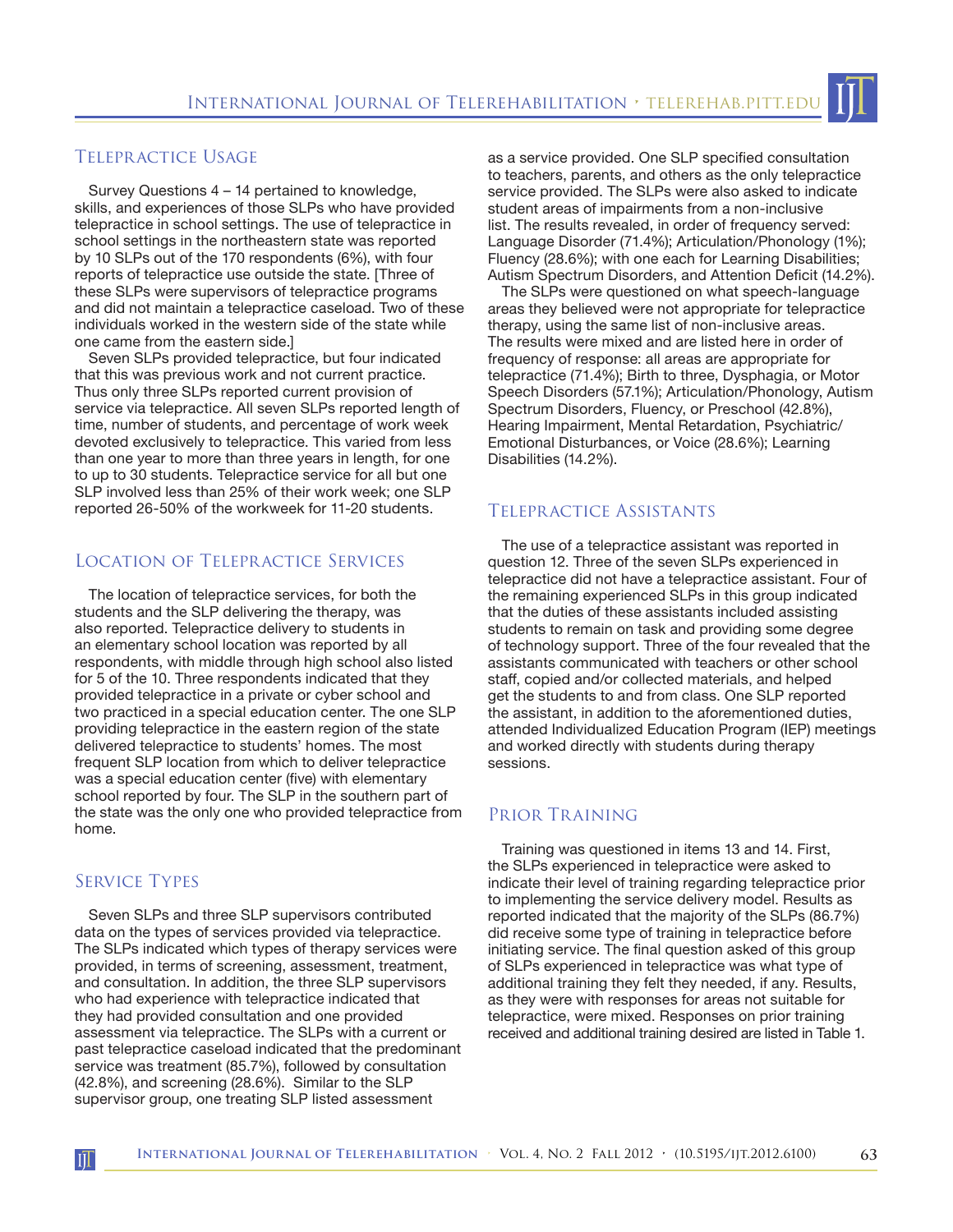## Telepractice Usage

Survey Questions 4 – 14 pertained to knowledge, skills, and experiences of those SLPs who have provided telepractice in school settings. The use of telepractice in school settings in the northeastern state was reported by 10 SLPs out of the 170 respondents (6%), with four reports of telepractice use outside the state. [Three of these SLPs were supervisors of telepractice programs and did not maintain a telepractice caseload. Two of these individuals worked in the western side of the state while one came from the eastern side.]

Seven SLPs provided telepractice, but four indicated that this was previous work and not current practice. Thus only three SLPs reported current provision of service via telepractice. All seven SLPs reported length of time, number of students, and percentage of work week devoted exclusively to telepractice. This varied from less than one year to more than three years in length, for one to up to 30 students. Telepractice service for all but one SLP involved less than 25% of their work week; one SLP reported 26-50% of the workweek for 11-20 students.

## Location of Telepractice Services

The location of telepractice services, for both the students and the SLP delivering the therapy, was also reported. Telepractice delivery to students in an elementary school location was reported by all respondents, with middle through high school also listed for 5 of the 10. Three respondents indicated that they provided telepractice in a private or cyber school and two practiced in a special education center. The one SLP providing telepractice in the eastern region of the state delivered telepractice to students' homes. The most frequent SLP location from which to deliver telepractice was a special education center (five) with elementary school reported by four. The SLP in the southern part of the state was the only one who provided telepractice from home.

## Service Types

Seven SLPs and three SLP supervisors contributed data on the types of services provided via telepractice. The SLPs indicated which types of therapy services were provided, in terms of screening, assessment, treatment, and consultation. In addition, the three SLP supervisors who had experience with telepractice indicated that they had provided consultation and one provided assessment via telepractice. The SLPs with a current or past telepractice caseload indicated that the predominant service was treatment (85.7%), followed by consultation (42.8%), and screening (28.6%). Similar to the SLP supervisor group, one treating SLP listed assessment as a service provided. One SLP specified consultation to teachers, parents, and others as the only telepractice service provided. The SLPs were also asked to indicate student areas of impairments from a non-inclusive list. The results revealed, in order of frequency served: Language Disorder (71.4%); Articulation/Phonology (1%); Fluency (28.6%); with one each for Learning Disabilities; Autism Spectrum Disorders, and Attention Deficit (14.2%).

The SLPs were questioned on what speech-language areas they believed were not appropriate for telepractice therapy, using the same list of non-inclusive areas. The results were mixed and are listed here in order of frequency of response: all areas are appropriate for telepractice (71.4%); Birth to three, Dysphagia, or Motor Speech Disorders (57.1%); Articulation/Phonology, Autism Spectrum Disorders, Fluency, or Preschool (42.8%), Hearing Impairment, Mental Retardation, Psychiatric/Emotional Disturbances, or Voice (28.6%); Learning Disabilities (14.2%).

## Telepractice Assistants

The use of a telepractice assistant was reported in question 12. Three of the seven SLPs experienced in telepractice did not have a telepractice assistant. Four of the remaining experienced SLPs in this group indicated that the duties of these assistants included assisting students to remain on task and providing some degree of technology support. Three of the four revealed that the assistants communicated with teachers or other school staff, copied and/or collected materials, and helped get the students to and from class. One SLP reported the assistant, in addition to the aforementioned duties, attended Individualized Education Program (IEP) meetings and worked directly with students during therapy sessions.

## Prior Training

Training was questioned in items 13 and 14. First, the SLPs experienced in telepractice were asked to indicate their level of training regarding telepractice prior to implementing the service delivery model. Results as reported indicated that the majority of the SLPs (86.7%) did receive some type of training in telepractice before initiating service. The final question asked of this group of SLPs experienced in telepractice was what type of additional training they felt they needed, if any. Results, as they were with responses for areas not suitable for telepractice, were mixed. Responses on prior training received and additional training desired are listed in Table 1.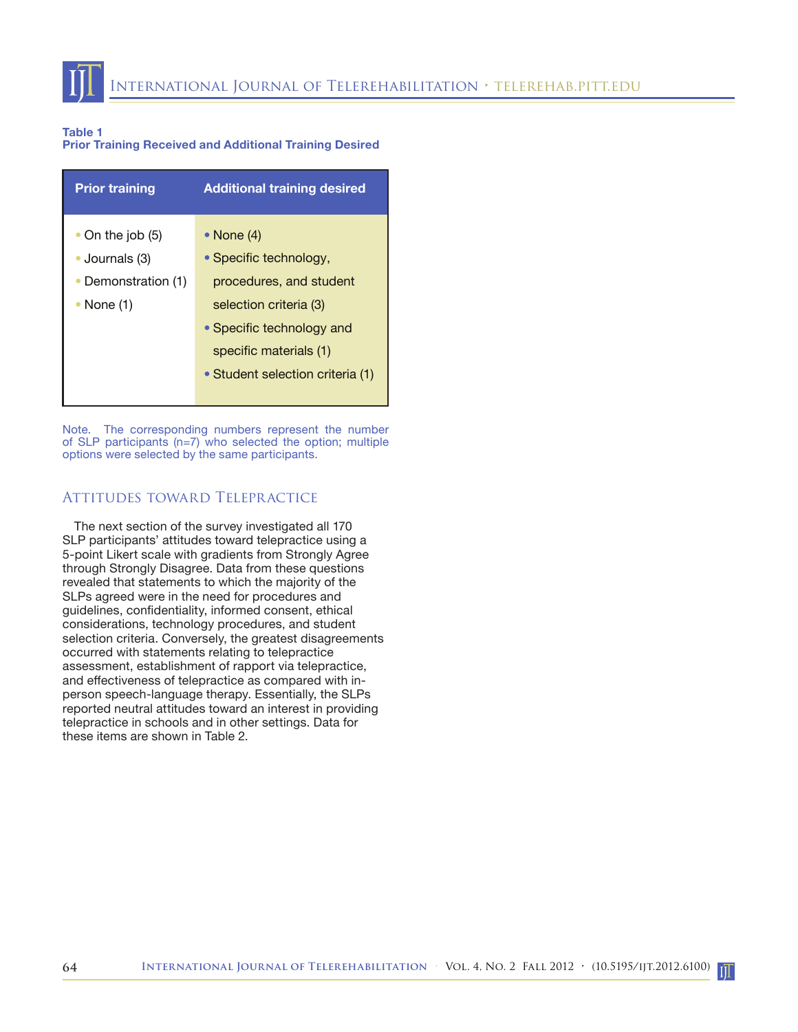**Table 1**
**Prior Training Received and Additional Training Desired**

| Prior training | Additional training desired |
|---|---|
| • On the job (5)<br>• Journals (3)<br>• Demonstration (1)<br>• None (1) | • None (4)<br>• Specific technology, procedures, and student selection criteria (3)<br>• Specific technology and specific materials (1)<br>• Student selection criteria (1) |

Note. The corresponding numbers represent the number of SLP participants (n=7) who selected the option; multiple options were selected by the same participants.

## Attitudes toward Telepractice

The next section of the survey investigated all 170 SLP participants' attitudes toward telepractice using a 5-point Likert scale with gradients from Strongly Agree through Strongly Disagree. Data from these questions revealed that statements to which the majority of the SLPs agreed were in the need for procedures and guidelines, confidentiality, informed consent, ethical considerations, technology procedures, and student selection criteria. Conversely, the greatest disagreements occurred with statements relating to telepractice assessment, establishment of rapport via telepractice, and effectiveness of telepractice as compared with in-person speech-language therapy. Essentially, the SLPs reported neutral attitudes toward an interest in providing telepractice in schools and in other settings. Data for these items are shown in Table 2.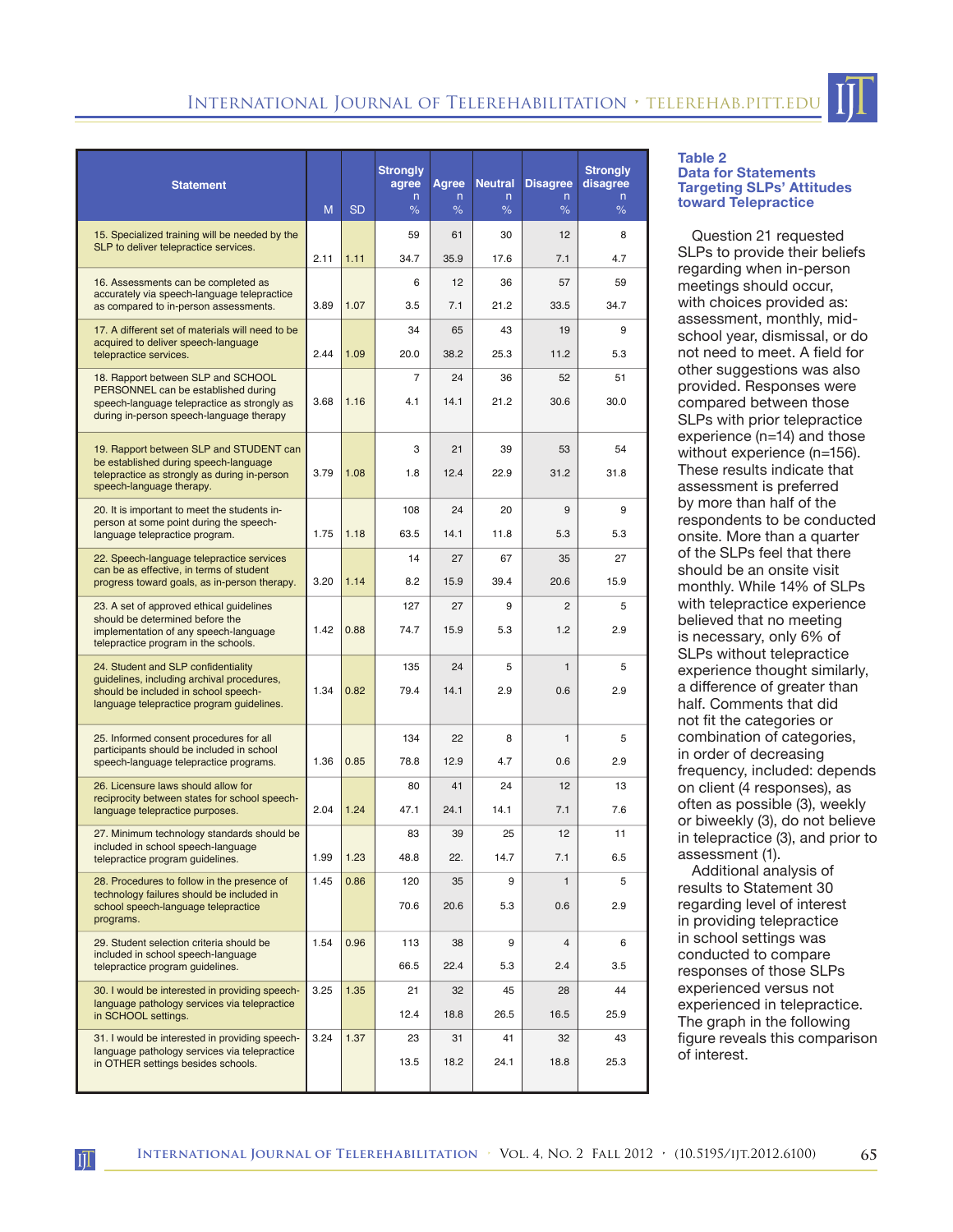**Table 2**
**Data for Statements Targeting SLPs' Attitudes toward Telepractice**

| Statement | M | SD | Strongly agree n % | Agree n % | Neutral n % | Disagree n % | Strongly disagree n % |
|---|---|---|---|---|---|---|---|
| 15. Specialized training will be needed by the SLP to deliver telepractice services. | 2.11 | 1.11 | 59<br>34.7 | 61<br>35.9 | 30<br>17.6 | 12<br>7.1 | 8<br>4.7 |
| 16. Assessments can be completed as accurately via speech-language telepractice as compared to in-person assessments. | 3.89 | 1.07 | 6<br>3.5 | 12<br>7.1 | 36<br>21.2 | 57<br>33.5 | 59<br>34.7 |
| 17. A different set of materials will need to be acquired to deliver speech-language telepractice services. | 2.44 | 1.09 | 34<br>20.0 | 65<br>38.2 | 43<br>25.3 | 19<br>11.2 | 9<br>5.3 |
| 18. Rapport between SLP and SCHOOL PERSONNEL can be established during speech-language telepractice as strongly as during in-person speech-language therapy | 3.68 | 1.16 | 7<br>4.1 | 24<br>14.1 | 36<br>21.2 | 52<br>30.6 | 51<br>30.0 |
| 19. Rapport between SLP and STUDENT can be established during speech-language telepractice as strongly as during in-person speech-language therapy. | 3.79 | 1.08 | 3<br>1.8 | 21<br>12.4 | 39<br>22.9 | 53<br>31.2 | 54<br>31.8 |
| 20. It is important to meet the students in-person at some point during the speech-language telepractice program. | 1.75 | 1.18 | 108<br>63.5 | 24<br>14.1 | 20<br>11.8 | 9<br>5.3 | 9<br>5.3 |
| 22. Speech-language telepractice services can be as effective, in terms of student progress toward goals, as in-person therapy. | 3.20 | 1.14 | 14<br>8.2 | 27<br>15.9 | 67<br>39.4 | 35<br>20.6 | 27<br>15.9 |
| 23. A set of approved ethical guidelines should be determined before the implementation of any speech-language telepractice program in the schools. | 1.42 | 0.88 | 127<br>74.7 | 27<br>15.9 | 9<br>5.3 | 2<br>1.2 | 5<br>2.9 |
| 24. Student and SLP confidentiality guidelines, including archival procedures, should be included in school speech-language telepractice program guidelines. | 1.34 | 0.82 | 135<br>79.4 | 24<br>14.1 | 5<br>2.9 | 1<br>0.6 | 5<br>2.9 |
| 25. Informed consent procedures for all participants should be included in school speech-language telepractice programs. | 1.36 | 0.85 | 134<br>78.8 | 22<br>12.9 | 8<br>4.7 | 1<br>0.6 | 5<br>2.9 |
| 26. Licensure laws should allow for reciprocity between states for school speech-language telepractice purposes. | 2.04 | 1.24 | 80<br>47.1 | 41<br>24.1 | 24<br>14.1 | 12<br>7.1 | 13<br>7.6 |
| 27. Minimum technology standards should be included in school speech-language telepractice program guidelines. | 1.99 | 1.23 | 83<br>48.8 | 39<br>22. | 25<br>14.7 | 12<br>7.1 | 11<br>6.5 |
| 28. Procedures to follow in the presence of technology failures should be included in school speech-language telepractice programs. | 1.45 | 0.86 | 120<br>70.6 | 35<br>20.6 | 9<br>5.3 | 1<br>0.6 | 5<br>2.9 |
| 29. Student selection criteria should be included in school speech-language telepractice program guidelines. | 1.54 | 0.96 | 113<br>66.5 | 38<br>22.4 | 9<br>5.3 | 4<br>2.4 | 6<br>3.5 |
| 30. I would be interested in providing speech-language pathology services via telepractice in SCHOOL settings. | 3.25 | 1.35 | 21<br>12.4 | 32<br>18.8 | 45<br>26.5 | 28<br>16.5 | 44<br>25.9 |
| 31. I would be interested in providing speech-language pathology services via telepractice in OTHER settings besides schools. | 3.24 | 1.37 | 23<br>13.5 | 31<br>18.2 | 41<br>24.1 | 32<br>18.8 | 43<br>25.3 |

Question 21 requested SLPs to provide their beliefs regarding when in-person meetings should occur, with choices provided as: assessment, monthly, mid-school year, dismissal, or do not need to meet. A field for other suggestions was also provided. Responses were compared between those SLPs with prior telepractice experience (n=14) and those without experience (n=156). These results indicate that assessment is preferred by more than half of the respondents to be conducted onsite. More than a quarter of the SLPs feel that there should be an onsite visit monthly. While 14% of SLPs with telepractice experience believed that no meeting is necessary, only 6% of SLPs without telepractice experience thought similarly, a difference of greater than half. Comments that did not fit the categories or combination of categories, in order of decreasing frequency, included: depends on client (4 responses), as often as possible (3), weekly or biweekly (3), do not believe in telepractice (3), and prior to assessment (1).

Additional analysis of results to Statement 30 regarding level of interest in providing telepractice in school settings was conducted to compare responses of those SLPs experienced versus not experienced in telepractice. The graph in the following figure reveals this comparison of interest.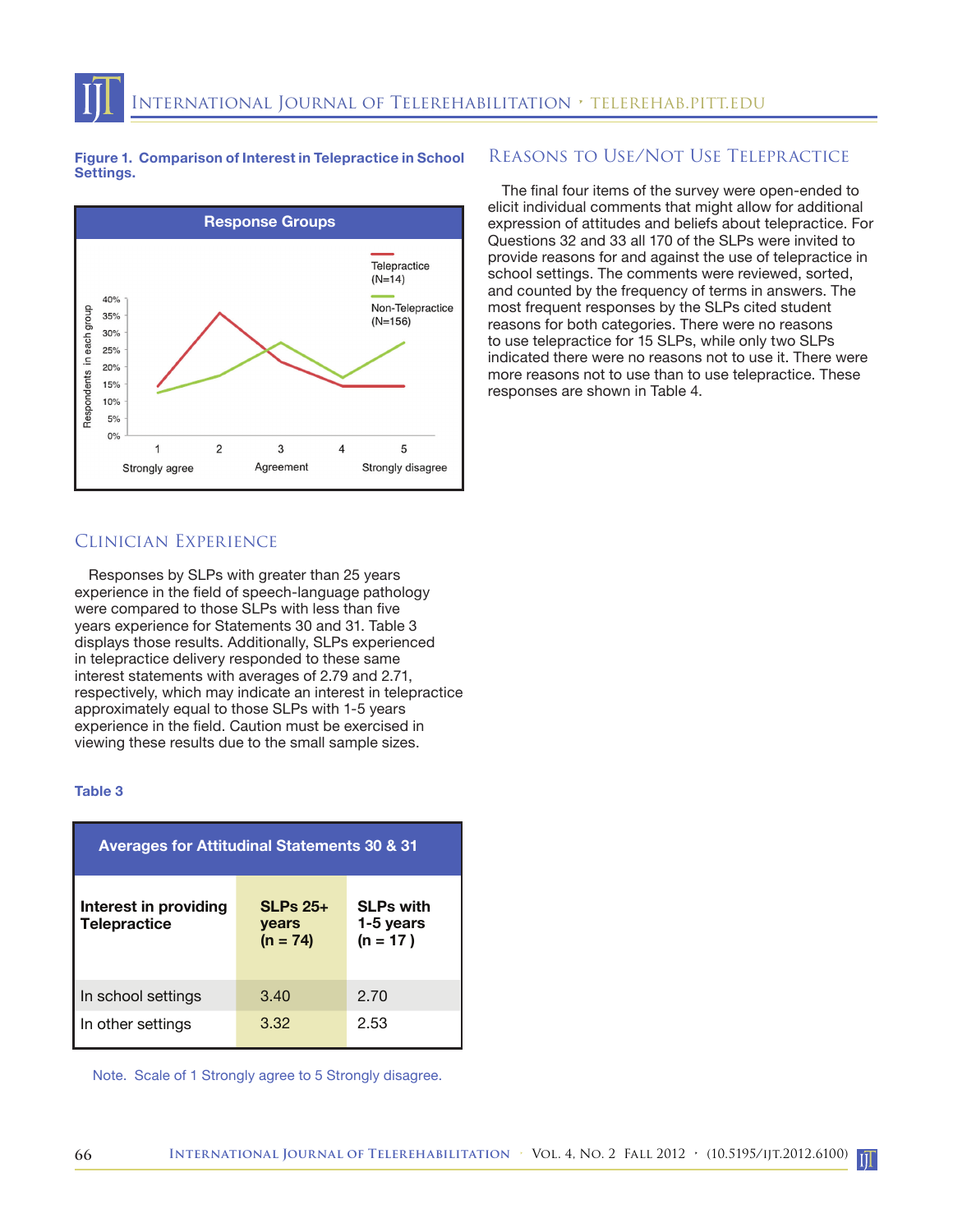**Figure 1. Comparison of Interest in Telepractice in School Settings.**

Response Groups

Telepractice (N=14)

Non-Telepractice (N=156)

Respondents in each group

40%
35%
30%
25%
20%
15%
10%
5%
0%

1 2 3 4 5

Strongly agree

Agreement

Strongly disagree

## Clinician Experience

Responses by SLPs with greater than 25 years experience in the field of speech-language pathology were compared to those SLPs with less than five years experience for Statements 30 and 31. Table 3 displays those results. Additionally, SLPs experienced in telepractice delivery responded to these same interest statements with averages of 2.79 and 2.71, respectively, which may indicate an interest in telepractice approximately equal to those SLPs with 1-5 years experience in the field. Caution must be exercised in viewing these results due to the small sample sizes.

**Table 3**

| Averages for Attitudinal Statements 30 & 31 | | |
|---|---|---|
| **Interest in providing Telepractice** | **SLPs 25+ years (n = 74)** | **SLPs with 1-5 years (n = 17 )** |
| In school settings | 3.40 | 2.70 |
| In other settings | 3.32 | 2.53 |

Note. Scale of 1 Strongly agree to 5 Strongly disagree.

## Reasons to Use/Not Use Telepractice

The final four items of the survey were open-ended to elicit individual comments that might allow for additional expression of attitudes and beliefs about telepractice. For Questions 32 and 33 all 170 of the SLPs were invited to provide reasons for and against the use of telepractice in school settings. The comments were reviewed, sorted, and counted by the frequency of terms in answers. The most frequent responses by the SLPs cited student reasons for both categories. There were no reasons to use telepractice for 15 SLPs, while only two SLPs indicated there were no reasons not to use it. There were more reasons not to use than to use telepractice. These responses are shown in Table 4.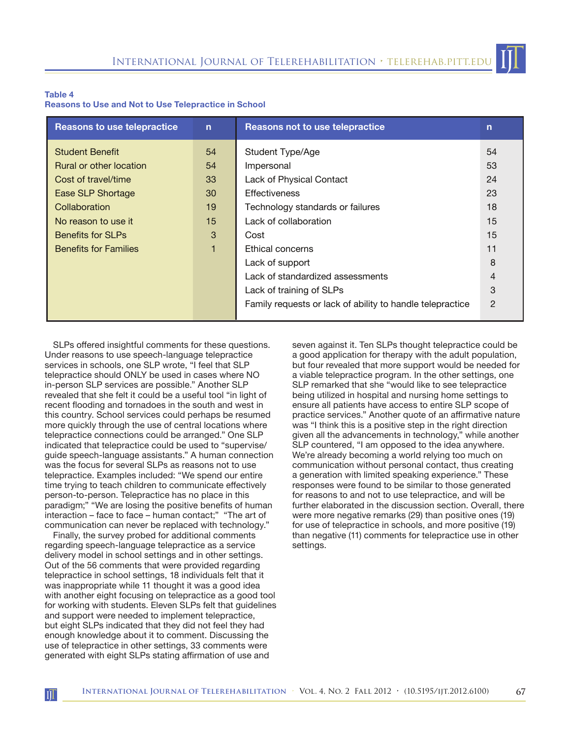**Table 4**
**Reasons to Use and Not to Use Telepractice in School**

| Reasons to use telepractice | n | Reasons not to use telepractice | n |
|---|---|---|---|
| Student Benefit | 54 | Student Type/Age | 54 |
| Rural or other location | 54 | Impersonal | 53 |
| Cost of travel/time | 33 | Lack of Physical Contact | 24 |
| Ease SLP Shortage | 30 | Effectiveness | 23 |
| Collaboration | 19 | Technology standards or failures | 18 |
| No reason to use it | 15 | Lack of collaboration | 15 |
| Benefits for SLPs | 3 | Cost | 15 |
| Benefits for Families | 1 | Ethical concerns | 11 |
| | | Lack of support | 8 |
| | | Lack of standardized assessments | 4 |
| | | Lack of training of SLPs | 3 |
| | | Family requests or lack of ability to handle telepractice | 2 |

SLPs offered insightful comments for these questions. Under reasons to use speech-language telepractice services in schools, one SLP wrote, "I feel that SLP telepractice should ONLY be used in cases where NO in-person SLP services are possible." Another SLP revealed that she felt it could be a useful tool "in light of recent flooding and tornadoes in the south and west in this country. School services could perhaps be resumed more quickly through the use of central locations where telepractice connections could be arranged." One SLP indicated that telepractice could be used to "supervise/guide speech-language assistants." A human connection was the focus for several SLPs as reasons not to use telepractice. Examples included: "We spend our entire time trying to teach children to communicate effectively person-to-person. Telepractice has no place in this paradigm;" "We are losing the positive benefits of human interaction – face to face – human contact;" "The art of communication can never be replaced with technology."

Finally, the survey probed for additional comments regarding speech-language telepractice as a service delivery model in school settings and in other settings. Out of the 56 comments that were provided regarding telepractice in school settings, 18 individuals felt that it was inappropriate while 11 thought it was a good idea with another eight focusing on telepractice as a good tool for working with students. Eleven SLPs felt that guidelines and support were needed to implement telepractice, but eight SLPs indicated that they did not feel they had enough knowledge about it to comment. Discussing the use of telepractice in other settings, 33 comments were generated with eight SLPs stating affirmation of use and seven against it. Ten SLPs thought telepractice could be a good application for therapy with the adult population, but four revealed that more support would be needed for a viable telepractice program. In the other settings, one SLP remarked that she "would like to see telepractice being utilized in hospital and nursing home settings to ensure all patients have access to entire SLP scope of practice services." Another quote of an affirmative nature was "I think this is a positive step in the right direction given all the advancements in technology," while another SLP countered, "I am opposed to the idea anywhere. We're already becoming a world relying too much on communication without personal contact, thus creating a generation with limited speaking experience." These responses were found to be similar to those generated for reasons to and not to use telepractice, and will be further elaborated in the discussion section. Overall, there were more negative remarks (29) than positive ones (19) for use of telepractice in schools, and more positive (19) than negative (11) comments for telepractice use in other settings.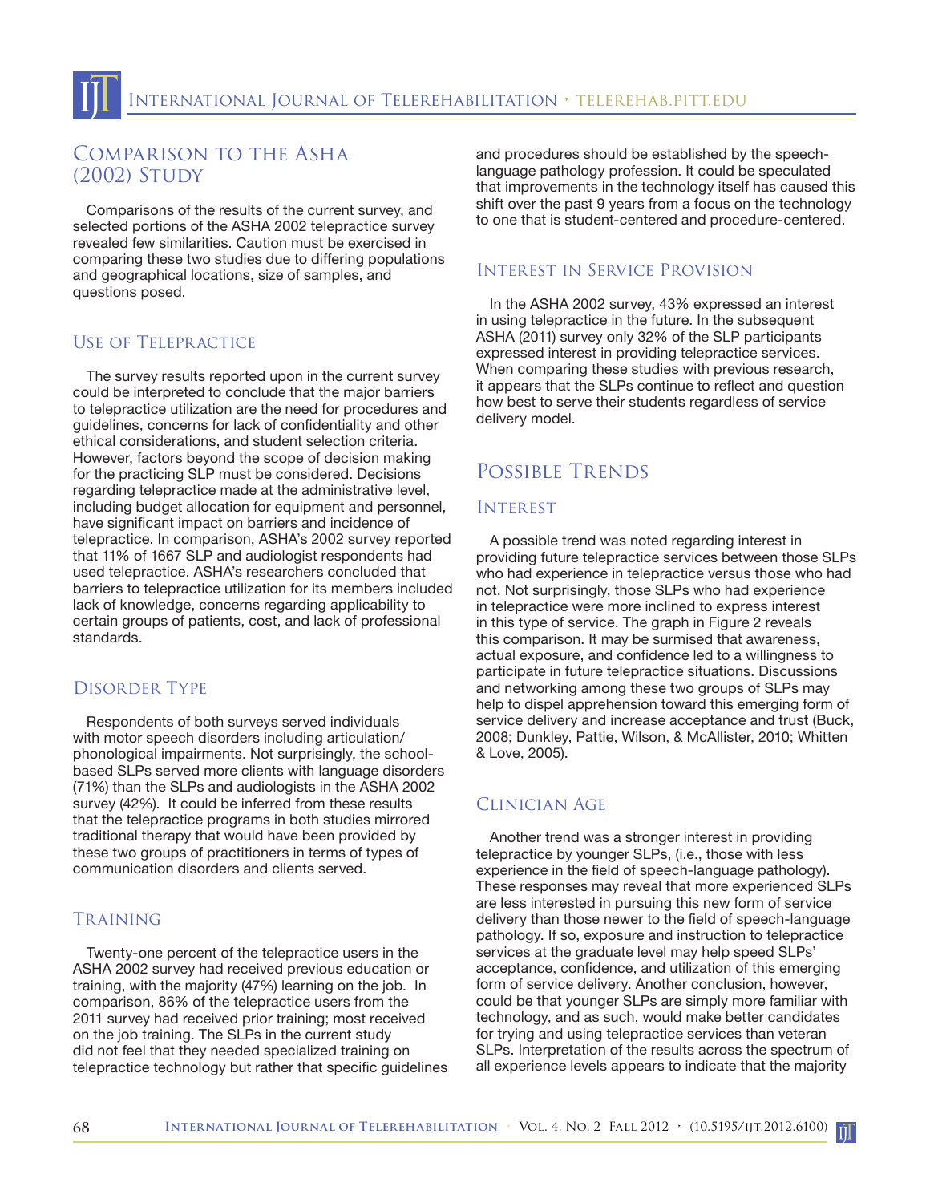## Comparison to the ASHA (2002) Study

Comparisons of the results of the current survey, and selected portions of the ASHA 2002 telepractice survey revealed few similarities. Caution must be exercised in comparing these two studies due to differing populations and geographical locations, size of samples, and questions posed.

### Use of Telepractice

The survey results reported upon in the current survey could be interpreted to conclude that the major barriers to telepractice utilization are the need for procedures and guidelines, concerns for lack of confidentiality and other ethical considerations, and student selection criteria. However, factors beyond the scope of decision making for the practicing SLP must be considered. Decisions regarding telepractice made at the administrative level, including budget allocation for equipment and personnel, have significant impact on barriers and incidence of telepractice. In comparison, ASHA's 2002 survey reported that 11% of 1667 SLP and audiologist respondents had used telepractice. ASHA's researchers concluded that barriers to telepractice utilization for its members included lack of knowledge, concerns regarding applicability to certain groups of patients, cost, and lack of professional standards.

### Disorder Type

Respondents of both surveys served individuals with motor speech disorders including articulation/phonological impairments. Not surprisingly, the school-based SLPs served more clients with language disorders (71%) than the SLPs and audiologists in the ASHA 2002 survey (42%). It could be inferred from these results that the telepractice programs in both studies mirrored traditional therapy that would have been provided by these two groups of practitioners in terms of types of communication disorders and clients served.

### Training

Twenty-one percent of the telepractice users in the ASHA 2002 survey had received previous education or training, with the majority (47%) learning on the job. In comparison, 86% of the telepractice users from the 2011 survey had received prior training; most received on the job training. The SLPs in the current study did not feel that they needed specialized training on telepractice technology but rather that specific guidelines and procedures should be established by the speech-language pathology profession. It could be speculated that improvements in the technology itself has caused this shift over the past 9 years from a focus on the technology to one that is student-centered and procedure-centered.

### Interest in Service Provision

In the ASHA 2002 survey, 43% expressed an interest in using telepractice in the future. In the subsequent ASHA (2011) survey only 32% of the SLP participants expressed interest in providing telepractice services. When comparing these studies with previous research, it appears that the SLPs continue to reflect and question how best to serve their students regardless of service delivery model.

## Possible Trends

### Interest

A possible trend was noted regarding interest in providing future telepractice services between those SLPs who had experience in telepractice versus those who had not. Not surprisingly, those SLPs who had experience in telepractice were more inclined to express interest in this type of service. The graph in Figure 2 reveals this comparison. It may be surmised that awareness, actual exposure, and confidence led to a willingness to participate in future telepractice situations. Discussions and networking among these two groups of SLPs may help to dispel apprehension toward this emerging form of service delivery and increase acceptance and trust (Buck, 2008; Dunkley, Pattie, Wilson, & McAllister, 2010; Whitten & Love, 2005).

### Clinician Age

Another trend was a stronger interest in providing telepractice by younger SLPs, (i.e., those with less experience in the field of speech-language pathology). These responses may reveal that more experienced SLPs are less interested in pursuing this new form of service delivery than those newer to the field of speech-language pathology. If so, exposure and instruction to telepractice services at the graduate level may help speed SLPs' acceptance, confidence, and utilization of this emerging form of service delivery. Another conclusion, however, could be that younger SLPs are simply more familiar with technology, and as such, would make better candidates for trying and using telepractice services than veteran SLPs. Interpretation of the results across the spectrum of all experience levels appears to indicate that the majority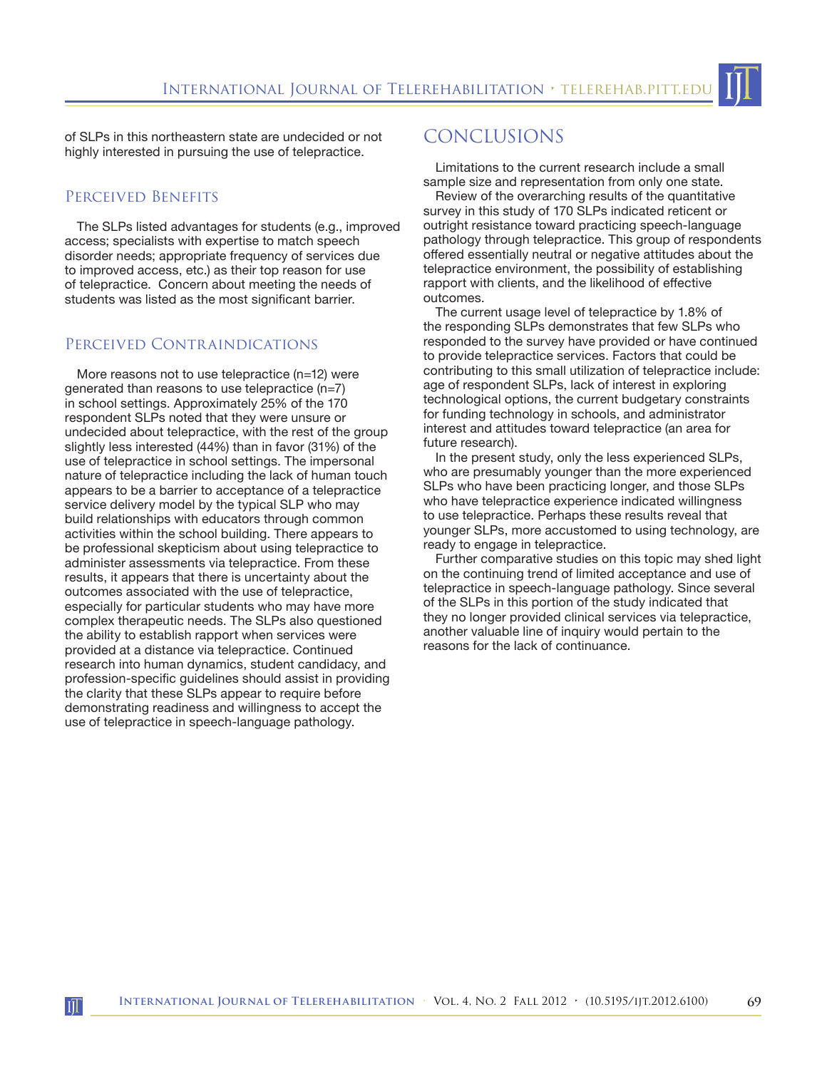of SLPs in this northeastern state are undecided or not highly interested in pursuing the use of telepractice.

### Perceived Benefits

The SLPs listed advantages for students (e.g., improved access; specialists with expertise to match speech disorder needs; appropriate frequency of services due to improved access, etc.) as their top reason for use of telepractice. Concern about meeting the needs of students was listed as the most significant barrier.

### Perceived Contraindications

More reasons not to use telepractice (n=12) were generated than reasons to use telepractice (n=7) in school settings. Approximately 25% of the 170 respondent SLPs noted that they were unsure or undecided about telepractice, with the rest of the group slightly less interested (44%) than in favor (31%) of the use of telepractice in school settings. The impersonal nature of telepractice including the lack of human touch appears to be a barrier to acceptance of a telepractice service delivery model by the typical SLP who may build relationships with educators through common activities within the school building. There appears to be professional skepticism about using telepractice to administer assessments via telepractice. From these results, it appears that there is uncertainty about the outcomes associated with the use of telepractice, especially for particular students who may have more complex therapeutic needs. The SLPs also questioned the ability to establish rapport when services were provided at a distance via telepractice. Continued research into human dynamics, student candidacy, and profession-specific guidelines should assist in providing the clarity that these SLPs appear to require before demonstrating readiness and willingness to accept the use of telepractice in speech-language pathology.

## Conclusions

Limitations to the current research include a small sample size and representation from only one state.

Review of the overarching results of the quantitative survey in this study of 170 SLPs indicated reticent or outright resistance toward practicing speech-language pathology through telepractice. This group of respondents offered essentially neutral or negative attitudes about the telepractice environment, the possibility of establishing rapport with clients, and the likelihood of effective outcomes.

The current usage level of telepractice by 1.8% of the responding SLPs demonstrates that few SLPs who responded to the survey have provided or have continued to provide telepractice services. Factors that could be contributing to this small utilization of telepractice include: age of respondent SLPs, lack of interest in exploring technological options, the current budgetary constraints for funding technology in schools, and administrator interest and attitudes toward telepractice (an area for future research).

In the present study, only the less experienced SLPs, who are presumably younger than the more experienced SLPs who have been practicing longer, and those SLPs who have telepractice experience indicated willingness to use telepractice. Perhaps these results reveal that younger SLPs, more accustomed to using technology, are ready to engage in telepractice.

Further comparative studies on this topic may shed light on the continuing trend of limited acceptance and use of telepractice in speech-language pathology. Since several of the SLPs in this portion of the study indicated that they no longer provided clinical services via telepractice, another valuable line of inquiry would pertain to the reasons for the lack of continuance.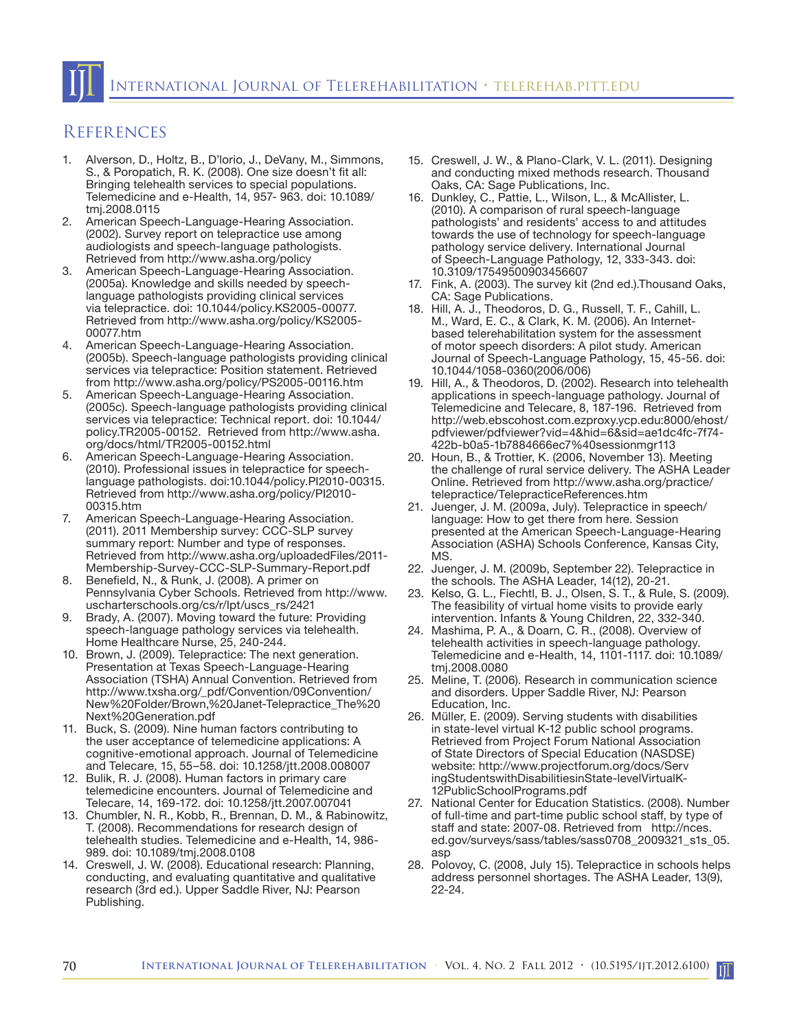## References

1. Alverson, D., Holtz, B., D'Iorio, J., DeVany, M., Simmons, S., & Poropatich, R. K. (2008). One size doesn't fit all: Bringing telehealth services to special populations. Telemedicine and e-Health, 14, 957- 963. doi: 10.1089/tmj.2008.0115
2. American Speech-Language-Hearing Association. (2002). Survey report on telepractice use among audiologists and speech-language pathologists. Retrieved from http://www.asha.org/policy
3. American Speech-Language-Hearing Association. (2005a). Knowledge and skills needed by speech-language pathologists providing clinical services via telepractice. doi: 10.1044/policy.KS2005-00077. Retrieved from http://www.asha.org/policy/KS2005-00077.htm
4. American Speech-Language-Hearing Association. (2005b). Speech-language pathologists providing clinical services via telepractice: Position statement. Retrieved from http://www.asha.org/policy/PS2005-00116.htm
5. American Speech-Language-Hearing Association. (2005c). Speech-language pathologists providing clinical services via telepractice: Technical report. doi: 10.1044/policy.TR2005-00152. Retrieved from http://www.asha.org/docs/html/TR2005-00152.html
6. American Speech-Language-Hearing Association. (2010). Professional issues in telepractice for speech-language pathologists. doi:10.1044/policy.PI2010-00315. Retrieved from http://www.asha.org/policy/PI2010-00315.htm
7. American Speech-Language-Hearing Association. (2011). 2011 Membership survey: CCC-SLP survey summary report: Number and type of responses. Retrieved from http://www.asha.org/uploadedFiles/2011-Membership-Survey-CCC-SLP-Summary-Report.pdf
8. Benefield, N., & Runk, J. (2008). A primer on Pennsylvania Cyber Schools. Retrieved from http://www.uscharterschools.org/cs/r/lpt/uscs_rs/2421
9. Brady, A. (2007). Moving toward the future: Providing speech-language pathology services via telehealth. Home Healthcare Nurse, 25, 240-244.
10. Brown, J. (2009). Telepractice: The next generation. Presentation at Texas Speech-Language-Hearing Association (TSHA) Annual Convention. Retrieved from http://www.txsha.org/_pdf/Convention/09Convention/New%20Folder/Brown,%20Janet-Telepractice_The%20Next%20Generation.pdf
11. Buck, S. (2009). Nine human factors contributing to the user acceptance of telemedicine applications: A cognitive-emotional approach. Journal of Telemedicine and Telecare, 15, 55–58. doi: 10.1258/jtt.2008.008007
12. Bulik, R. J. (2008). Human factors in primary care telemedicine encounters. Journal of Telemedicine and Telecare, 14, 169-172. doi: 10.1258/jtt.2007.007041
13. Chumbler, N. R., Kobb, R., Brennan, D. M., & Rabinowitz, T. (2008). Recommendations for research design of telehealth studies. Telemedicine and e-Health, 14, 986-989. doi: 10.1089/tmj.2008.0108
14. Creswell, J. W. (2008). Educational research: Planning, conducting, and evaluating quantitative and qualitative research (3rd ed.). Upper Saddle River, NJ: Pearson Publishing.
15. Creswell, J. W., & Plano-Clark, V. L. (2011). Designing and conducting mixed methods research. Thousand Oaks, CA: Sage Publications, Inc.
16. Dunkley, C., Pattie, L., Wilson, L., & McAllister, L. (2010). A comparison of rural speech-language pathologists' and residents' access to and attitudes towards the use of technology for speech-language pathology service delivery. International Journal of Speech-Language Pathology, 12, 333-343. doi: 10.3109/17549500903456607
17. Fink, A. (2003). The survey kit (2nd ed.).Thousand Oaks, CA: Sage Publications.
18. Hill, A. J., Theodoros, D. G., Russell, T. F., Cahill, L. M., Ward, E. C., & Clark, K. M. (2006). An Internet-based telerehabilitation system for the assessment of motor speech disorders: A pilot study. American Journal of Speech-Language Pathology, 15, 45-56. doi: 10.1044/1058-0360(2006/006)
19. Hill, A., & Theodoros, D. (2002). Research into telehealth applications in speech-language pathology. Journal of Telemedicine and Telecare, 8, 187-196. Retrieved from http://web.ebscohost.com.ezproxy.ycp.edu:8000/ehost/pdfviewer/pdfviewer?vid=4&hid=6&sid=ae1dc4fc-7f74-422b-b0a5-1b7884666ec7%40sessionmgr113
20. Houn, B., & Trottier, K. (2006, November 13). Meeting the challenge of rural service delivery. The ASHA Leader Online. Retrieved from http://www.asha.org/practice/telepractice/TelepracticeReferences.htm
21. Juenger, J. M. (2009a, July). Telepractice in speech/language: How to get there from here. Session presented at the American Speech-Language-Hearing Association (ASHA) Schools Conference, Kansas City, MS.
22. Juenger, J. M. (2009b, September 22). Telepractice in the schools. The ASHA Leader, 14(12), 20-21.
23. Kelso, G. L., Fiechtl, B. J., Olsen, S. T., & Rule, S. (2009). The feasibility of virtual home visits to provide early intervention. Infants & Young Children, 22, 332-340.
24. Mashima, P. A., & Doarn, C. R., (2008). Overview of telehealth activities in speech-language pathology. Telemedicine and e-Health, 14, 1101-1117. doi: 10.1089/tmj.2008.0080
25. Meline, T. (2006). Research in communication science and disorders. Upper Saddle River, NJ: Pearson Education, Inc.
26. Müller, E. (2009). Serving students with disabilities in state-level virtual K-12 public school programs. Retrieved from Project Forum National Association of State Directors of Special Education (NASDSE) website: http://www.projectforum.org/docs/ServingStudentswithDisabilitiesinState-levelVirtualK-12PublicSchoolPrograms.pdf
27. National Center for Education Statistics. (2008). Number of full-time and part-time public school staff, by type of staff and state: 2007-08. Retrieved from http://nces.ed.gov/surveys/sass/tables/sass0708_2009321_s1s_05.asp
28. Polovoy, C. (2008, July 15). Telepractice in schools helps address personnel shortages. The ASHA Leader, 13(9), 22-24.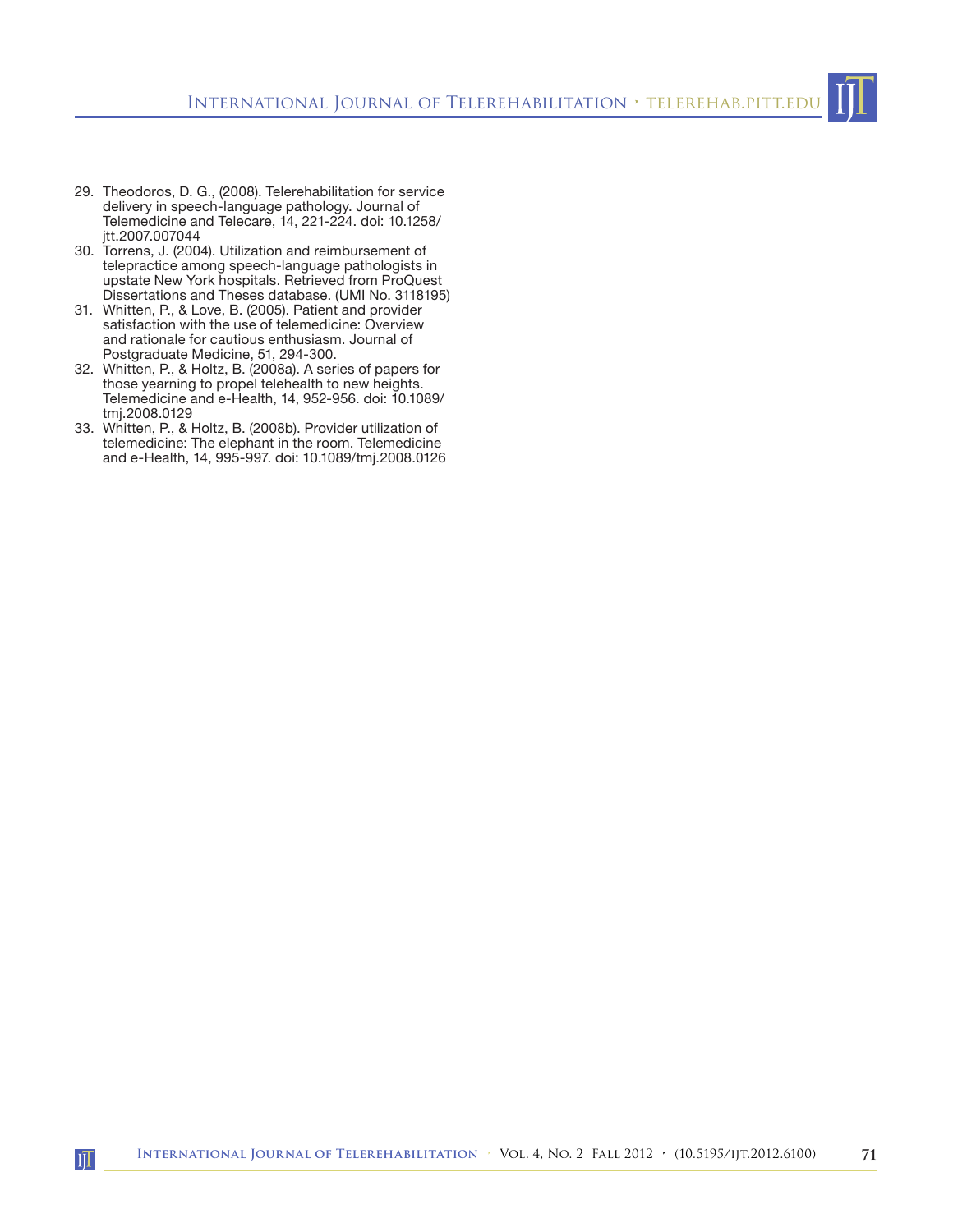29. Theodoros, D. G., (2008). Telerehabilitation for service delivery in speech-language pathology. Journal of Telemedicine and Telecare, 14, 221-224. doi: 10.1258/jtt.2007.007044
30. Torrens, J. (2004). Utilization and reimbursement of telepractice among speech-language pathologists in upstate New York hospitals. Retrieved from ProQuest Dissertations and Theses database. (UMI No. 3118195)
31. Whitten, P., & Love, B. (2005). Patient and provider satisfaction with the use of telemedicine: Overview and rationale for cautious enthusiasm. Journal of Postgraduate Medicine, 51, 294-300.
32. Whitten, P., & Holtz, B. (2008a). A series of papers for those yearning to propel telehealth to new heights. Telemedicine and e-Health, 14, 952-956. doi: 10.1089/tmj.2008.0129
33. Whitten, P., & Holtz, B. (2008b). Provider utilization of telemedicine: The elephant in the room. Telemedicine and e-Health, 14, 995-997. doi: 10.1089/tmj.2008.0126